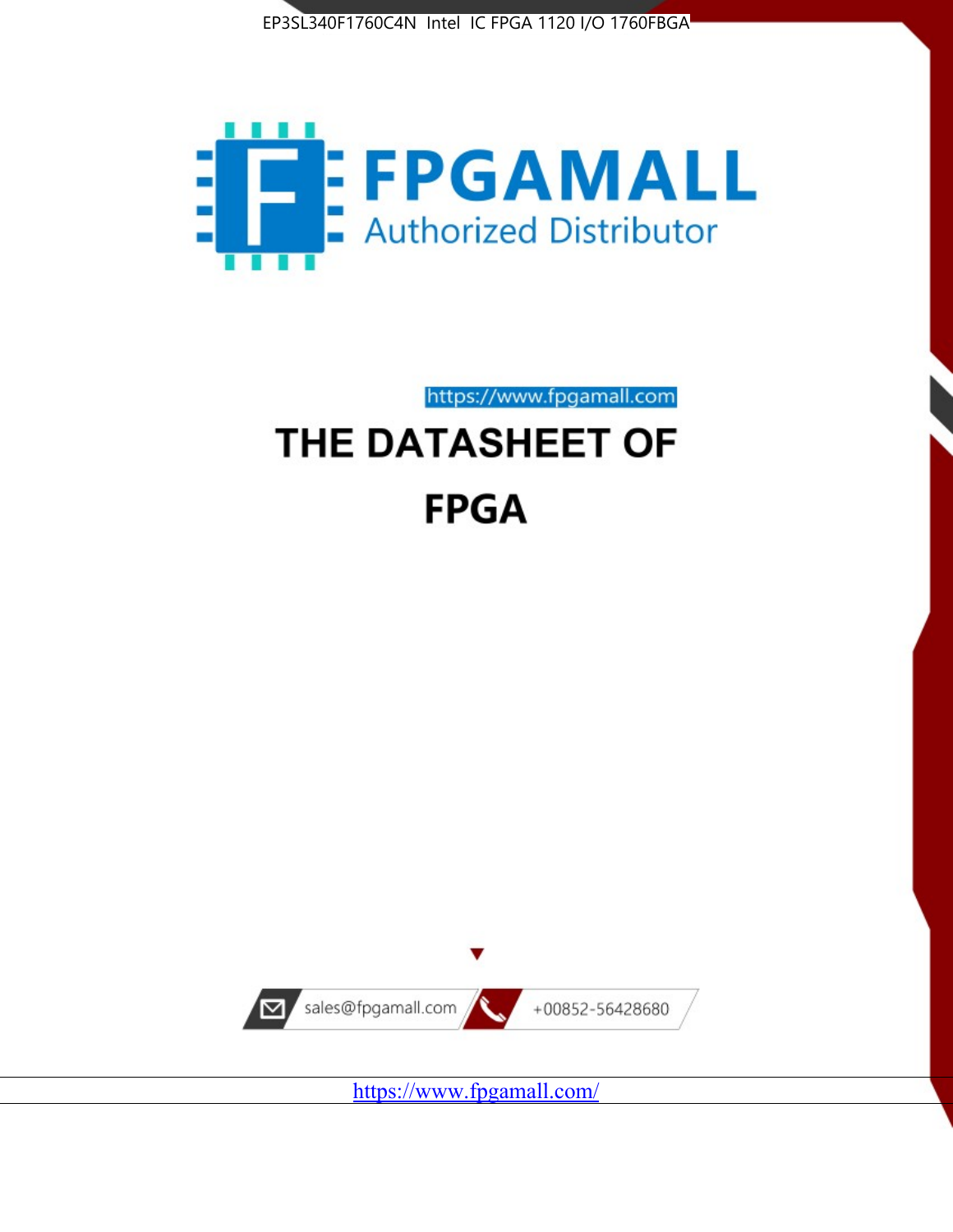EP3SL340F1760C4N Intel IC FPGA 1120 I/O 1760FBGA

FPGAMALL

Authorized Distributor

https://www.fpgamall.com

# THE DATASHEET OF

# FPGA

sales@fpgamall.com

+00852-56428680

https://www.fpgamall.com/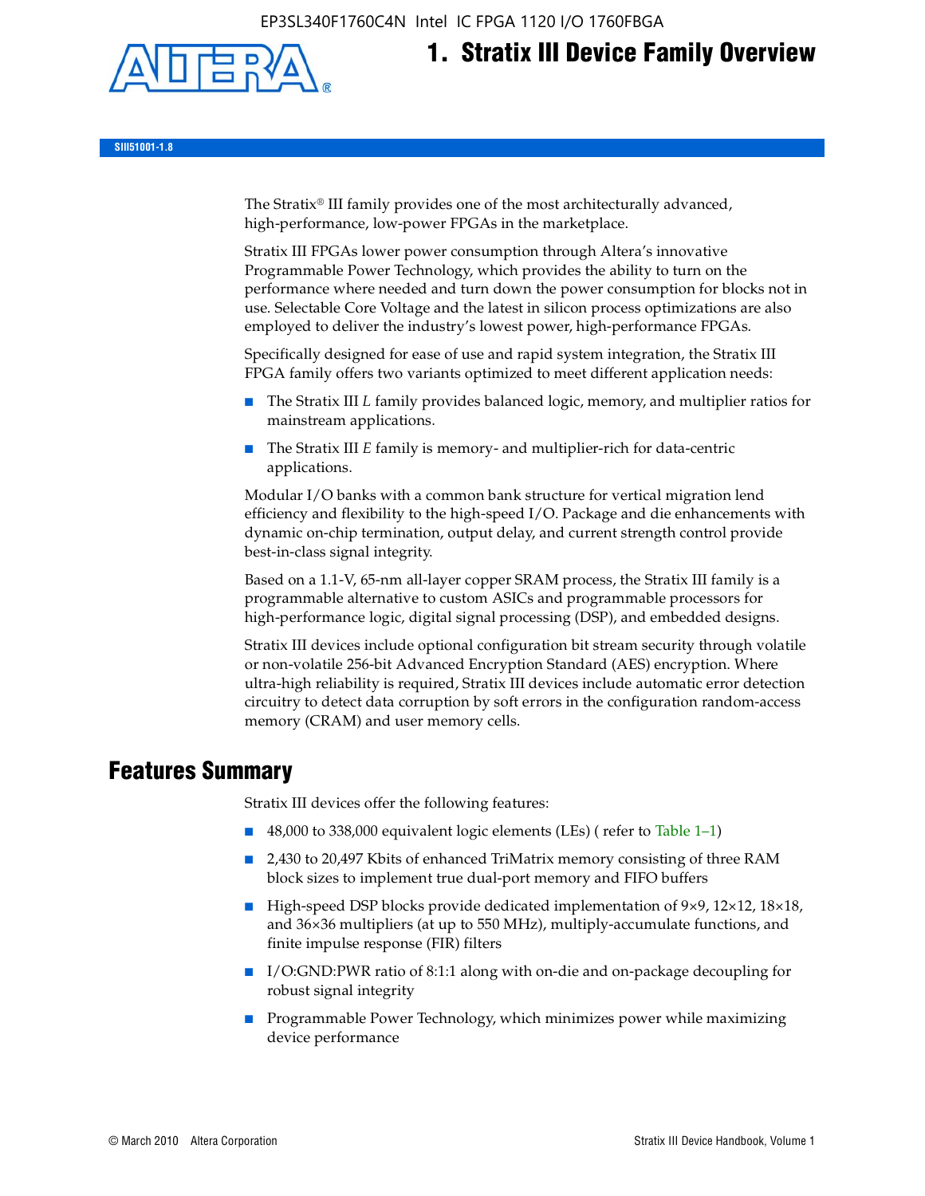# 1. Stratix III Device Family Overview

SIII51001-1.8

The Stratix® III family provides one of the most architecturally advanced, high-performance, low-power FPGAs in the marketplace.

Stratix III FPGAs lower power consumption through Altera's innovative Programmable Power Technology, which provides the ability to turn on the performance where needed and turn down the power consumption for blocks not in use. Selectable Core Voltage and the latest in silicon process optimizations are also employed to deliver the industry's lowest power, high-performance FPGAs.

Specifically designed for ease of use and rapid system integration, the Stratix III FPGA family offers two variants optimized to meet different application needs:

- The Stratix III *L* family provides balanced logic, memory, and multiplier ratios for mainstream applications.
- The Stratix III *E* family is memory- and multiplier-rich for data-centric applications.

Modular I/O banks with a common bank structure for vertical migration lend efficiency and flexibility to the high-speed I/O. Package and die enhancements with dynamic on-chip termination, output delay, and current strength control provide best-in-class signal integrity.

Based on a 1.1-V, 65-nm all-layer copper SRAM process, the Stratix III family is a programmable alternative to custom ASICs and programmable processors for high-performance logic, digital signal processing (DSP), and embedded designs.

Stratix III devices include optional configuration bit stream security through volatile or non-volatile 256-bit Advanced Encryption Standard (AES) encryption. Where ultra-high reliability is required, Stratix III devices include automatic error detection circuitry to detect data corruption by soft errors in the configuration random-access memory (CRAM) and user memory cells.

## Features Summary

Stratix III devices offer the following features:

- 48,000 to 338,000 equivalent logic elements (LEs) ( refer to Table 1–1)
- 2,430 to 20,497 Kbits of enhanced TriMatrix memory consisting of three RAM block sizes to implement true dual-port memory and FIFO buffers
- High-speed DSP blocks provide dedicated implementation of 9×9, 12×12, 18×18, and 36×36 multipliers (at up to 550 MHz), multiply-accumulate functions, and finite impulse response (FIR) filters
- I/O:GND:PWR ratio of 8:1:1 along with on-die and on-package decoupling for robust signal integrity
- Programmable Power Technology, which minimizes power while maximizing device performance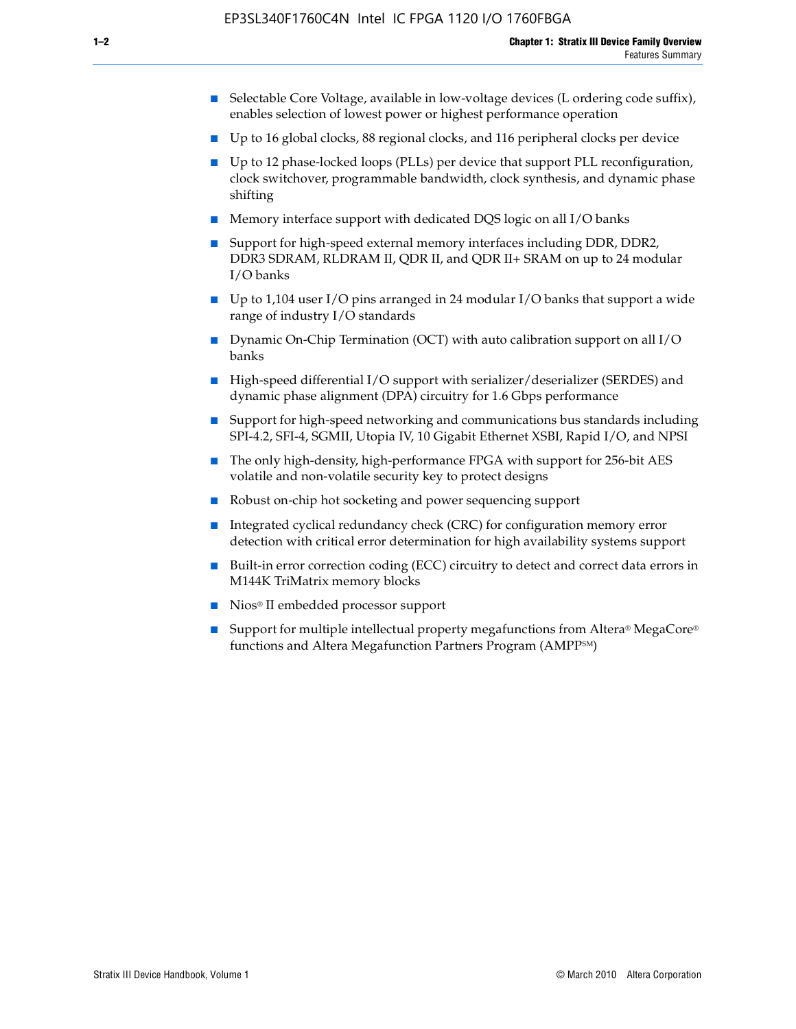- Selectable Core Voltage, available in low-voltage devices (L ordering code suffix), enables selection of lowest power or highest performance operation
- Up to 16 global clocks, 88 regional clocks, and 116 peripheral clocks per device
- Up to 12 phase-locked loops (PLLs) per device that support PLL reconfiguration, clock switchover, programmable bandwidth, clock synthesis, and dynamic phase shifting
- Memory interface support with dedicated DQS logic on all I/O banks
- Support for high-speed external memory interfaces including DDR, DDR2, DDR3 SDRAM, RLDRAM II, QDR II, and QDR II+ SRAM on up to 24 modular I/O banks
- Up to 1,104 user I/O pins arranged in 24 modular I/O banks that support a wide range of industry I/O standards
- Dynamic On-Chip Termination (OCT) with auto calibration support on all I/O banks
- High-speed differential I/O support with serializer/deserializer (SERDES) and dynamic phase alignment (DPA) circuitry for 1.6 Gbps performance
- Support for high-speed networking and communications bus standards including SPI-4.2, SFI-4, SGMII, Utopia IV, 10 Gigabit Ethernet XSBI, Rapid I/O, and NPSI
- The only high-density, high-performance FPGA with support for 256-bit AES volatile and non-volatile security key to protect designs
- Robust on-chip hot socketing and power sequencing support
- Integrated cyclical redundancy check (CRC) for configuration memory error detection with critical error determination for high availability systems support
- Built-in error correction coding (ECC) circuitry to detect and correct data errors in M144K TriMatrix memory blocks
- Nios® II embedded processor support
- Support for multiple intellectual property megafunctions from Altera® MegaCore® functions and Altera Megafunction Partners Program (AMPP℠)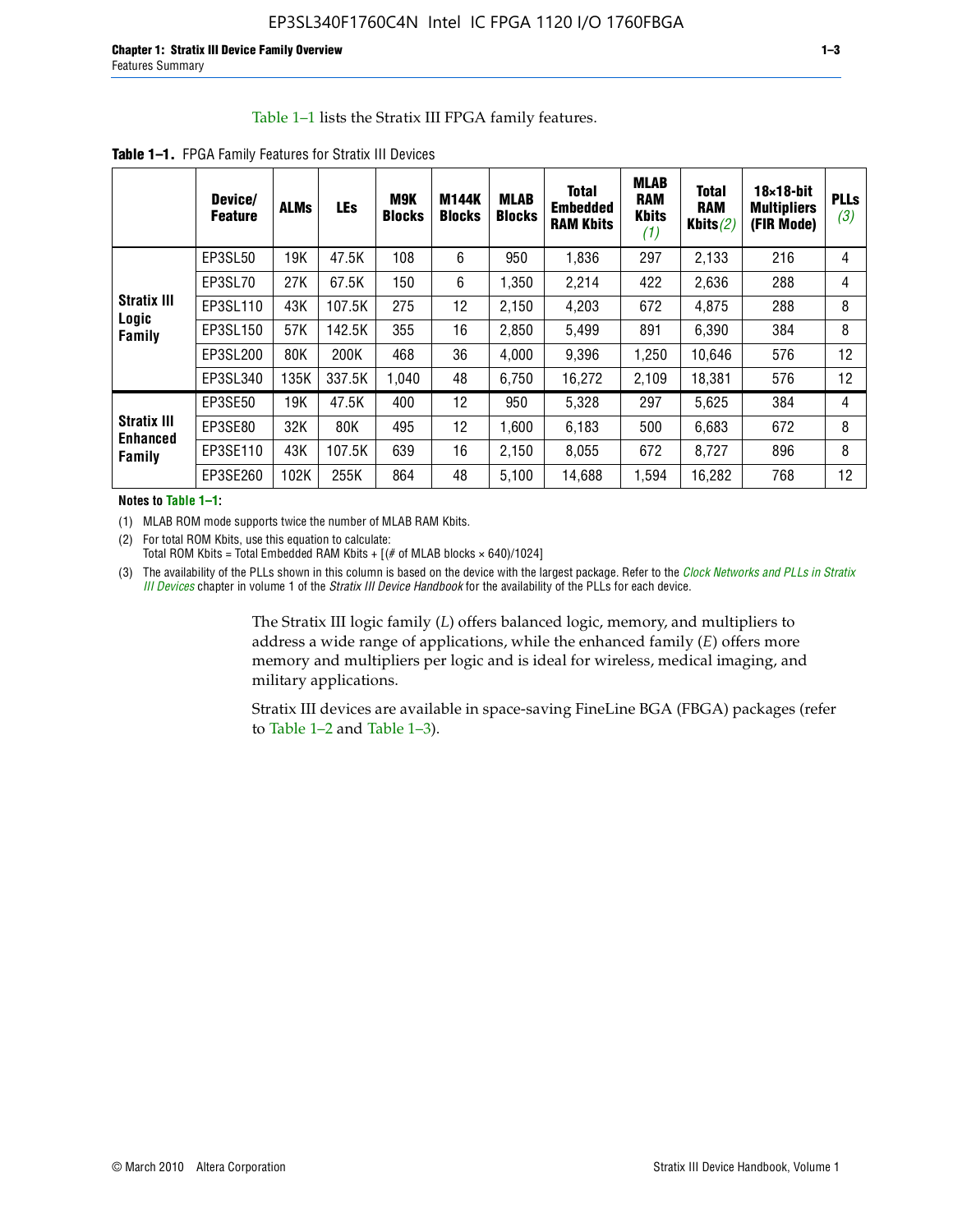Table 1–1 lists the Stratix III FPGA family features.

**Table 1–1.** FPGA Family Features for Stratix III Devices

| | Device/ Feature | ALMs | LEs | M9K Blocks | M144K Blocks | MLAB Blocks | Total Embedded RAM Kbits | MLAB RAM Kbits (1) | Total RAM Kbits (2) | 18×18-bit Multipliers (FIR Mode) | PLLs (3) |
|---|---|---|---|---|---|---|---|---|---|---|---|
| Stratix III Logic Family | EP3SL50 | 19K | 47.5K | 108 | 6 | 950 | 1,836 | 297 | 2,133 | 216 | 4 |
| | EP3SL70 | 27K | 67.5K | 150 | 6 | 1,350 | 2,214 | 422 | 2,636 | 288 | 4 |
| | EP3SL110 | 43K | 107.5K | 275 | 12 | 2,150 | 4,203 | 672 | 4,875 | 288 | 8 |
| | EP3SL150 | 57K | 142.5K | 355 | 16 | 2,850 | 5,499 | 891 | 6,390 | 384 | 8 |
| | EP3SL200 | 80K | 200K | 468 | 36 | 4,000 | 9,396 | 1,250 | 10,646 | 576 | 12 |
| | EP3SL340 | 135K | 337.5K | 1,040 | 48 | 6,750 | 16,272 | 2,109 | 18,381 | 576 | 12 |
| Stratix III Enhanced Family | EP3SE50 | 19K | 47.5K | 400 | 12 | 950 | 5,328 | 297 | 5,625 | 384 | 4 |
| | EP3SE80 | 32K | 80K | 495 | 12 | 1,600 | 6,183 | 500 | 6,683 | 672 | 8 |
| | EP3SE110 | 43K | 107.5K | 639 | 16 | 2,150 | 8,055 | 672 | 8,727 | 896 | 8 |
| | EP3SE260 | 102K | 255K | 864 | 48 | 5,100 | 14,688 | 1,594 | 16,282 | 768 | 12 |

**Notes to Table 1–1:**

(1) MLAB ROM mode supports twice the number of MLAB RAM Kbits.

(2) For total ROM Kbits, use this equation to calculate:
Total ROM Kbits = Total Embedded RAM Kbits + [(# of MLAB blocks × 640)/1024]

(3) The availability of the PLLs shown in this column is based on the device with the largest package. Refer to the *Clock Networks and PLLs in Stratix III Devices* chapter in volume 1 of the *Stratix III Device Handbook* for the availability of the PLLs for each device.

The Stratix III logic family (*L*) offers balanced logic, memory, and multipliers to address a wide range of applications, while the enhanced family (*E*) offers more memory and multipliers per logic and is ideal for wireless, medical imaging, and military applications.

Stratix III devices are available in space-saving FineLine BGA (FBGA) packages (refer to Table 1–2 and Table 1–3).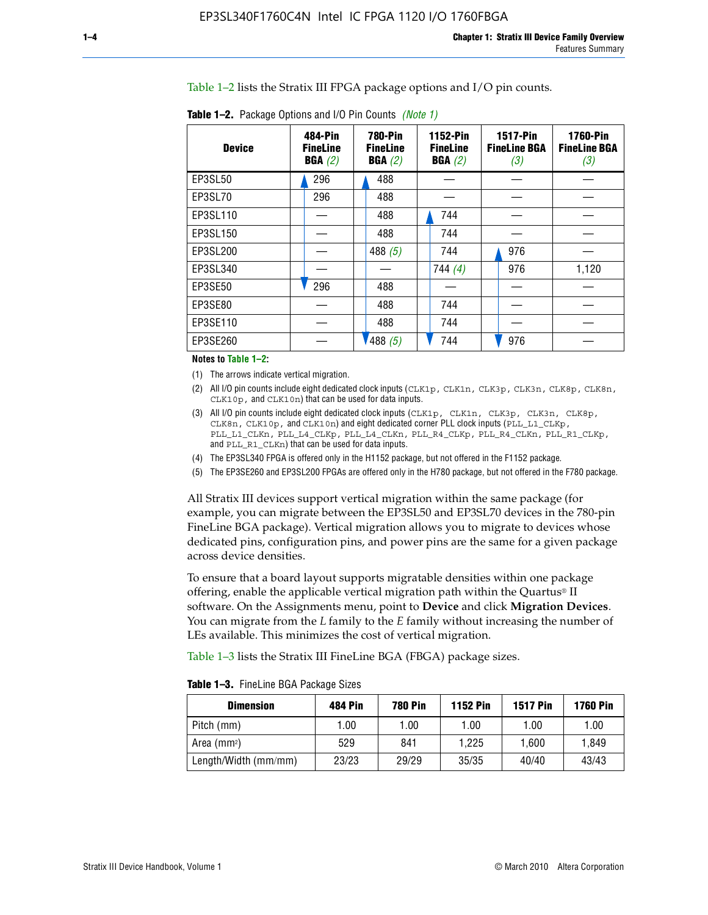Table 1–2 lists the Stratix III FPGA package options and I/O pin counts.

**Table 1–2.** Package Options and I/O Pin Counts *(Note 1)*

| Device | 484-Pin FineLine BGA *(2)* | 780-Pin FineLine BGA *(2)* | 1152-Pin FineLine BGA *(2)* | 1517-Pin FineLine BGA *(3)* | 1760-Pin FineLine BGA *(3)* |
|---|---|---|---|---|---|
| EP3SL50 | 296 | 488 | — | — | — |
| EP3SL70 | 296 | 488 | — | — | — |
| EP3SL110 | — | 488 | 744 | — | — |
| EP3SL150 | — | 488 | 744 | — | — |
| EP3SL200 | — | 488 *(5)* | 744 | 976 | — |
| EP3SL340 | — | — | 744 *(4)* | 976 | 1,120 |
| EP3SE50 | 296 | 488 | — | — | — |
| EP3SE80 | — | 488 | 744 | — | — |
| EP3SE110 | — | 488 | 744 | — | — |
| EP3SE260 | — | 488 *(5)* | 744 | 976 | — |

**Notes to Table 1–2:**

(1) The arrows indicate vertical migration.

(2) All I/O pin counts include eight dedicated clock inputs (`CLK1p`, `CLK1n`, `CLK3p`, `CLK3n`, `CLK8p`, `CLK8n`, `CLK10p`, and `CLK10n`) that can be used for data inputs.

(3) All I/O pin counts include eight dedicated clock inputs (`CLK1p`, `CLK1n`, `CLK3p`, `CLK3n`, `CLK8p`, `CLK8n`, `CLK10p`, and `CLK10n`) and eight dedicated corner PLL clock inputs (`PLL_L1_CLKp`, `PLL_L1_CLKn`, `PLL_L4_CLKp`, `PLL_L4_CLKn`, `PLL_R4_CLKp`, `PLL_R4_CLKn`, `PLL_R1_CLKp`, and `PLL_R1_CLKn`) that can be used for data inputs.

(4) The EP3SL340 FPGA is offered only in the H1152 package, but not offered in the F1152 package.

(5) The EP3SE260 and EP3SL200 FPGAs are offered only in the H780 package, but not offered in the F780 package.

All Stratix III devices support vertical migration within the same package (for example, you can migrate between the EP3SL50 and EP3SL70 devices in the 780-pin FineLine BGA package). Vertical migration allows you to migrate to devices whose dedicated pins, configuration pins, and power pins are the same for a given package across device densities.

To ensure that a board layout supports migratable densities within one package offering, enable the applicable vertical migration path within the Quartus® II software. On the Assignments menu, point to **Device** and click **Migration Devices**. You can migrate from the *L* family to the *E* family without increasing the number of LEs available. This minimizes the cost of vertical migration.

Table 1–3 lists the Stratix III FineLine BGA (FBGA) package sizes.

**Table 1–3.** FineLine BGA Package Sizes

| Dimension | 484 Pin | 780 Pin | 1152 Pin | 1517 Pin | 1760 Pin |
|---|---|---|---|---|---|
| Pitch (mm) | 1.00 | 1.00 | 1.00 | 1.00 | 1.00 |
| Area ($mm^2$) | 529 | 841 | 1,225 | 1,600 | 1,849 |
| Length/Width (mm/mm) | 23/23 | 29/29 | 35/35 | 40/40 | 43/43 |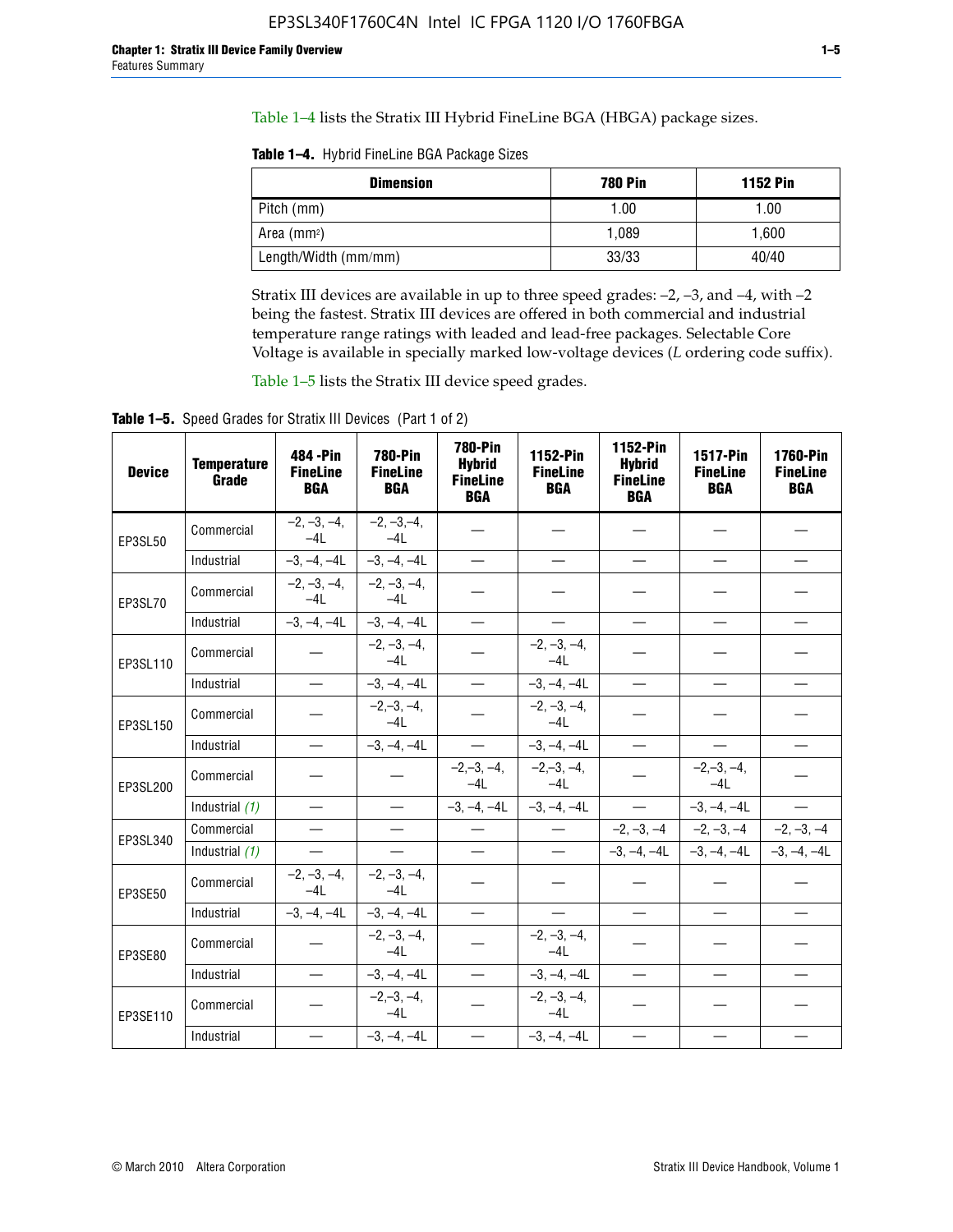Table 1–4 lists the Stratix III Hybrid FineLine BGA (HBGA) package sizes.

**Table 1–4.** Hybrid FineLine BGA Package Sizes

| Dimension | 780 Pin | 1152 Pin |
|---|---|---|
| Pitch (mm) | 1.00 | 1.00 |
| Area ($mm^2$) | 1,089 | 1,600 |
| Length/Width (mm/mm) | 33/33 | 40/40 |

Stratix III devices are available in up to three speed grades: –2, –3, and –4, with –2 being the fastest. Stratix III devices are offered in both commercial and industrial temperature range ratings with leaded and lead-free packages. Selectable Core Voltage is available in specially marked low-voltage devices (*L* ordering code suffix).

Table 1–5 lists the Stratix III device speed grades.

**Table 1–5.** Speed Grades for Stratix III Devices (Part 1 of 2)

| Device | Temperature Grade | 484 -Pin FineLine BGA | 780-Pin FineLine BGA | 780-Pin Hybrid FineLine BGA | 1152-Pin FineLine BGA | 1152-Pin Hybrid FineLine BGA | 1517-Pin FineLine BGA | 1760-Pin FineLine BGA |
|---|---|---|---|---|---|---|---|---|
| EP3SL50 | Commercial | –2, –3, –4, –4L | –2, –3,–4, –4L | — | — | — | — | — |
| | Industrial | –3, –4, –4L | –3, –4, –4L | — | — | — | — | — |
| EP3SL70 | Commercial | –2, –3, –4, –4L | –2, –3, –4, –4L | — | — | — | — | — |
| | Industrial | –3, –4, –4L | –3, –4, –4L | — | — | — | — | — |
| EP3SL110 | Commercial | — | –2, –3, –4, –4L | — | –2, –3, –4, –4L | — | — | — |
| | Industrial | — | –3, –4, –4L | — | –3, –4, –4L | — | — | — |
| EP3SL150 | Commercial | — | –2,–3, –4, –4L | — | –2, –3, –4, –4L | — | — | — |
| | Industrial | — | –3, –4, –4L | — | –3, –4, –4L | — | — | — |
| EP3SL200 | Commercial | — | — | –2,–3, –4, –4L | –2,–3, –4, –4L | — | –2,–3, –4, –4L | — |
| | Industrial *(1)* | — | — | –3, –4, –4L | –3, –4, –4L | — | –3, –4, –4L | — |
| EP3SL340 | Commercial | — | — | — | — | –2, –3, –4 | –2, –3, –4 | –2, –3, –4 |
| | Industrial *(1)* | — | — | — | — | –3, –4, –4L | –3, –4, –4L | –3, –4, –4L |
| EP3SE50 | Commercial | –2, –3, –4, –4L | –2, –3, –4, –4L | — | — | — | — | — |
| | Industrial | –3, –4, –4L | –3, –4, –4L | — | — | — | — | — |
| EP3SE80 | Commercial | — | –2, –3, –4, –4L | — | –2, –3, –4, –4L | — | — | — |
| | Industrial | — | –3, –4, –4L | — | –3, –4, –4L | — | — | — |
| EP3SE110 | Commercial | — | –2,–3, –4, –4L | — | –2, –3, –4, –4L | — | — | — |
| | Industrial | — | –3, –4, –4L | — | –3, –4, –4L | — | — | — |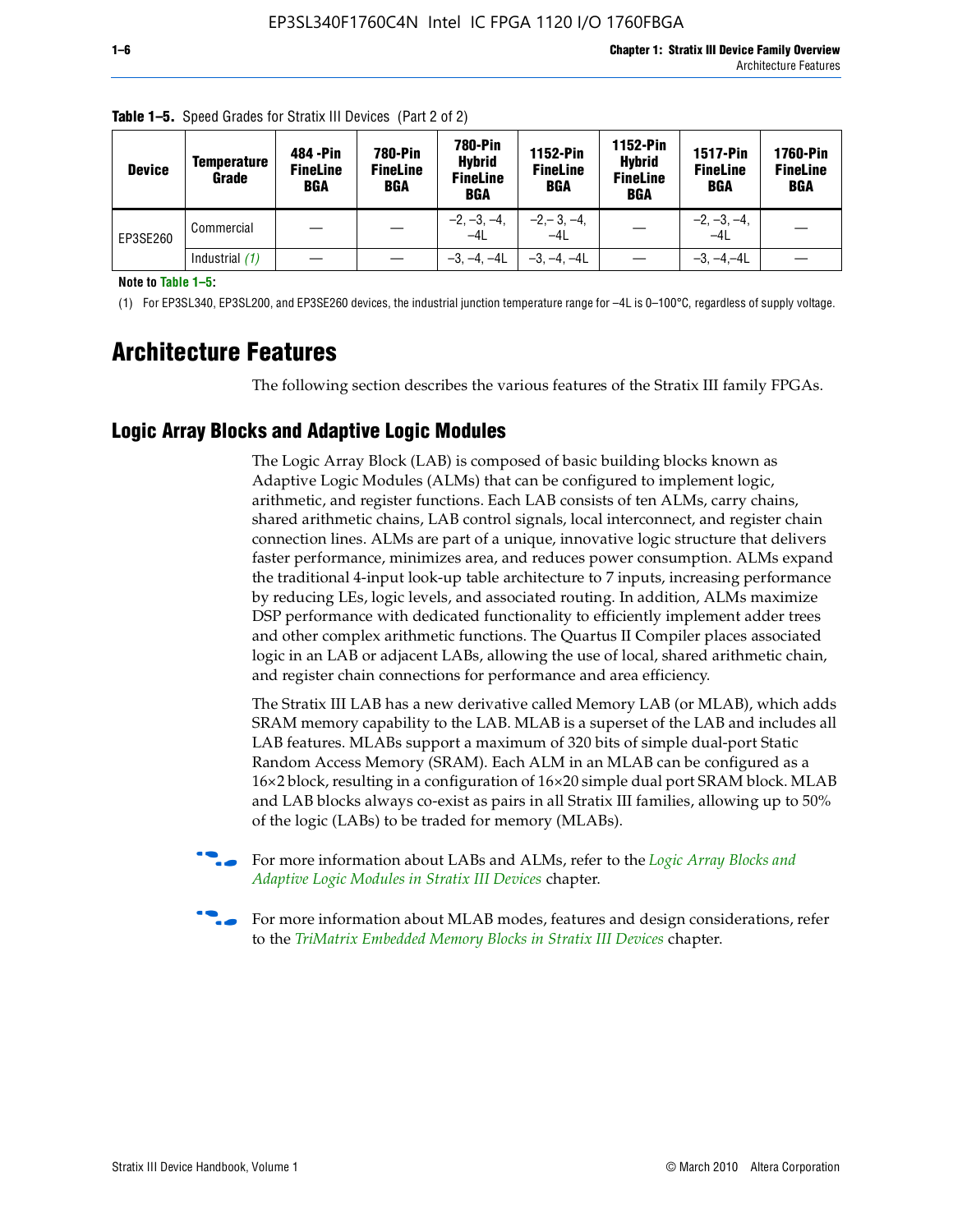**Table 1–5.** Speed Grades for Stratix III Devices (Part 2 of 2)

| Device | Temperature Grade | 484 -Pin FineLine BGA | 780-Pin FineLine BGA | 780-Pin Hybrid FineLine BGA | 1152-Pin FineLine BGA | 1152-Pin Hybrid FineLine BGA | 1517-Pin FineLine BGA | 1760-Pin FineLine BGA |
|---|---|---|---|---|---|---|---|---|
| EP3SE260 | Commercial | — | — | –2, –3, –4, –4L | –2,– 3, –4, –4L | — | –2, –3, –4, –4L | — |
| | Industrial *(1)* | — | — | –3, –4, –4L | –3, –4, –4L | — | –3, –4,–4L | — |

**Note to Table 1–5:**

(1) For EP3SL340, EP3SL200, and EP3SE260 devices, the industrial junction temperature range for –4L is 0–100°C, regardless of supply voltage.

# Architecture Features

The following section describes the various features of the Stratix III family FPGAs.

## Logic Array Blocks and Adaptive Logic Modules

The Logic Array Block (LAB) is composed of basic building blocks known as Adaptive Logic Modules (ALMs) that can be configured to implement logic, arithmetic, and register functions. Each LAB consists of ten ALMs, carry chains, shared arithmetic chains, LAB control signals, local interconnect, and register chain connection lines. ALMs are part of a unique, innovative logic structure that delivers faster performance, minimizes area, and reduces power consumption. ALMs expand the traditional 4-input look-up table architecture to 7 inputs, increasing performance by reducing LEs, logic levels, and associated routing. In addition, ALMs maximize DSP performance with dedicated functionality to efficiently implement adder trees and other complex arithmetic functions. The Quartus II Compiler places associated logic in an LAB or adjacent LABs, allowing the use of local, shared arithmetic chain, and register chain connections for performance and area efficiency.

The Stratix III LAB has a new derivative called Memory LAB (or MLAB), which adds SRAM memory capability to the LAB. MLAB is a superset of the LAB and includes all LAB features. MLABs support a maximum of 320 bits of simple dual-port Static Random Access Memory (SRAM). Each ALM in an MLAB can be configured as a 16×2 block, resulting in a configuration of 16×20 simple dual port SRAM block. MLAB and LAB blocks always co-exist as pairs in all Stratix III families, allowing up to 50% of the logic (LABs) to be traded for memory (MLABs).

For more information about LABs and ALMs, refer to the *Logic Array Blocks and Adaptive Logic Modules in Stratix III Devices* chapter.

For more information about MLAB modes, features and design considerations, refer to the *TriMatrix Embedded Memory Blocks in Stratix III Devices* chapter.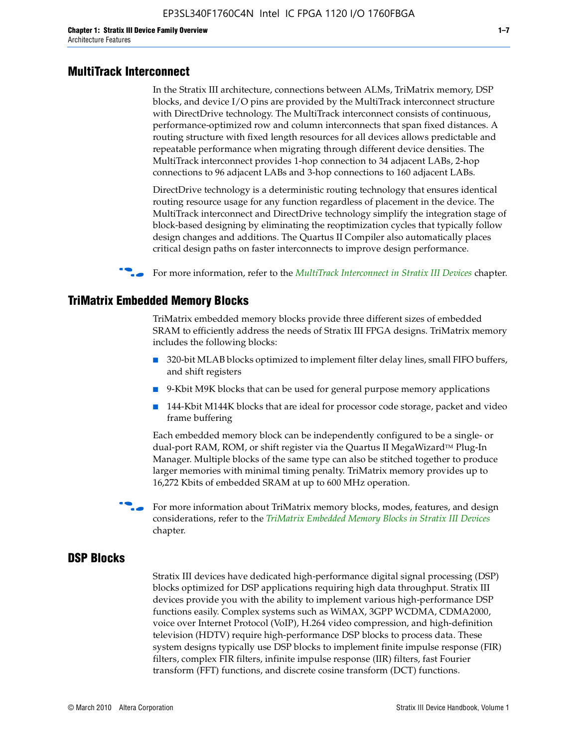## MultiTrack Interconnect

In the Stratix III architecture, connections between ALMs, TriMatrix memory, DSP blocks, and device I/O pins are provided by the MultiTrack interconnect structure with DirectDrive technology. The MultiTrack interconnect consists of continuous, performance-optimized row and column interconnects that span fixed distances. A routing structure with fixed length resources for all devices allows predictable and repeatable performance when migrating through different device densities. The MultiTrack interconnect provides 1-hop connection to 34 adjacent LABs, 2-hop connections to 96 adjacent LABs and 3-hop connections to 160 adjacent LABs.

DirectDrive technology is a deterministic routing technology that ensures identical routing resource usage for any function regardless of placement in the device. The MultiTrack interconnect and DirectDrive technology simplify the integration stage of block-based designing by eliminating the reoptimization cycles that typically follow design changes and additions. The Quartus II Compiler also automatically places critical design paths on faster interconnects to improve design performance.

For more information, refer to the *MultiTrack Interconnect in Stratix III Devices* chapter.

## TriMatrix Embedded Memory Blocks

TriMatrix embedded memory blocks provide three different sizes of embedded SRAM to efficiently address the needs of Stratix III FPGA designs. TriMatrix memory includes the following blocks:

- 320-bit MLAB blocks optimized to implement filter delay lines, small FIFO buffers, and shift registers
- 9-Kbit M9K blocks that can be used for general purpose memory applications
- 144-Kbit M144K blocks that are ideal for processor code storage, packet and video frame buffering

Each embedded memory block can be independently configured to be a single- or dual-port RAM, ROM, or shift register via the Quartus II MegaWizard™ Plug-In Manager. Multiple blocks of the same type can also be stitched together to produce larger memories with minimal timing penalty. TriMatrix memory provides up to 16,272 Kbits of embedded SRAM at up to 600 MHz operation.

For more information about TriMatrix memory blocks, modes, features, and design considerations, refer to the *TriMatrix Embedded Memory Blocks in Stratix III Devices* chapter.

## DSP Blocks

Stratix III devices have dedicated high-performance digital signal processing (DSP) blocks optimized for DSP applications requiring high data throughput. Stratix III devices provide you with the ability to implement various high-performance DSP functions easily. Complex systems such as WiMAX, 3GPP WCDMA, CDMA2000, voice over Internet Protocol (VoIP), H.264 video compression, and high-definition television (HDTV) require high-performance DSP blocks to process data. These system designs typically use DSP blocks to implement finite impulse response (FIR) filters, complex FIR filters, infinite impulse response (IIR) filters, fast Fourier transform (FFT) functions, and discrete cosine transform (DCT) functions.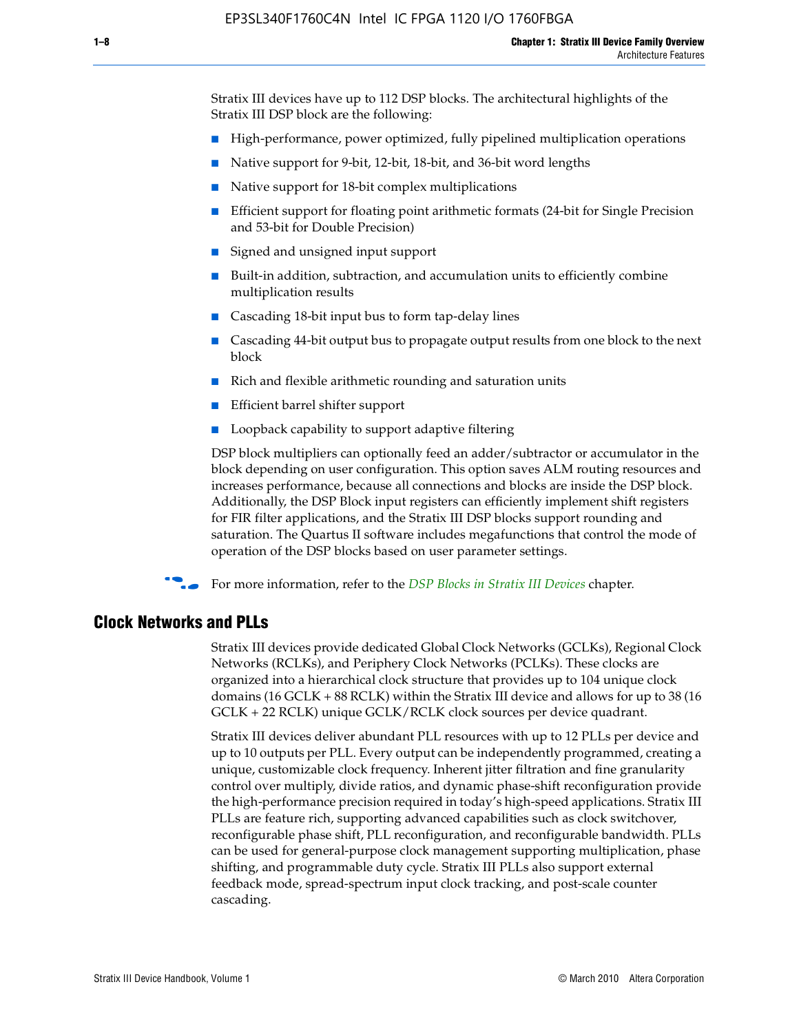Stratix III devices have up to 112 DSP blocks. The architectural highlights of the Stratix III DSP block are the following:

- High-performance, power optimized, fully pipelined multiplication operations
- Native support for 9-bit, 12-bit, 18-bit, and 36-bit word lengths
- Native support for 18-bit complex multiplications
- Efficient support for floating point arithmetic formats (24-bit for Single Precision and 53-bit for Double Precision)
- Signed and unsigned input support
- Built-in addition, subtraction, and accumulation units to efficiently combine multiplication results
- Cascading 18-bit input bus to form tap-delay lines
- Cascading 44-bit output bus to propagate output results from one block to the next block
- Rich and flexible arithmetic rounding and saturation units
- Efficient barrel shifter support
- Loopback capability to support adaptive filtering

DSP block multipliers can optionally feed an adder/subtractor or accumulator in the block depending on user configuration. This option saves ALM routing resources and increases performance, because all connections and blocks are inside the DSP block. Additionally, the DSP Block input registers can efficiently implement shift registers for FIR filter applications, and the Stratix III DSP blocks support rounding and saturation. The Quartus II software includes megafunctions that control the mode of operation of the DSP blocks based on user parameter settings.

For more information, refer to the *DSP Blocks in Stratix III Devices* chapter.

## Clock Networks and PLLs

Stratix III devices provide dedicated Global Clock Networks (GCLKs), Regional Clock Networks (RCLKs), and Periphery Clock Networks (PCLKs). These clocks are organized into a hierarchical clock structure that provides up to 104 unique clock domains (16 GCLK + 88 RCLK) within the Stratix III device and allows for up to 38 (16 GCLK + 22 RCLK) unique GCLK/RCLK clock sources per device quadrant.

Stratix III devices deliver abundant PLL resources with up to 12 PLLs per device and up to 10 outputs per PLL. Every output can be independently programmed, creating a unique, customizable clock frequency. Inherent jitter filtration and fine granularity control over multiply, divide ratios, and dynamic phase-shift reconfiguration provide the high-performance precision required in today's high-speed applications. Stratix III PLLs are feature rich, supporting advanced capabilities such as clock switchover, reconfigurable phase shift, PLL reconfiguration, and reconfigurable bandwidth. PLLs can be used for general-purpose clock management supporting multiplication, phase shifting, and programmable duty cycle. Stratix III PLLs also support external feedback mode, spread-spectrum input clock tracking, and post-scale counter cascading.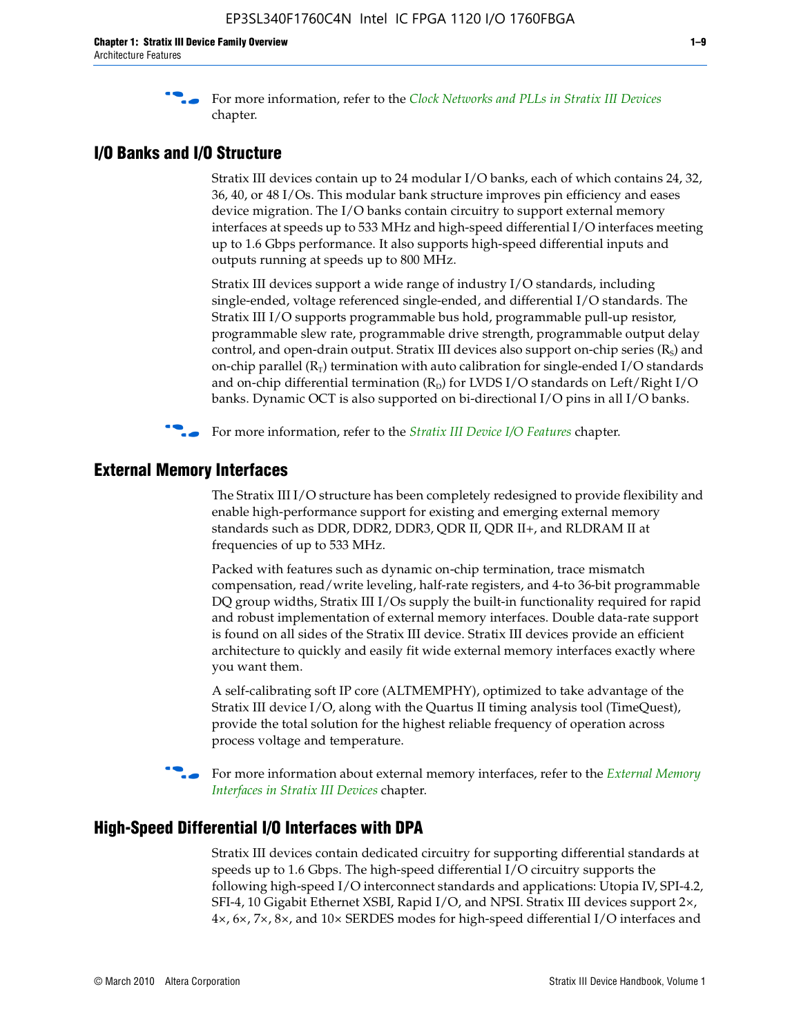For more information, refer to the *Clock Networks and PLLs in Stratix III Devices* chapter.

## I/O Banks and I/O Structure

Stratix III devices contain up to 24 modular I/O banks, each of which contains 24, 32, 36, 40, or 48 I/Os. This modular bank structure improves pin efficiency and eases device migration. The I/O banks contain circuitry to support external memory interfaces at speeds up to 533 MHz and high-speed differential I/O interfaces meeting up to 1.6 Gbps performance. It also supports high-speed differential inputs and outputs running at speeds up to 800 MHz.

Stratix III devices support a wide range of industry I/O standards, including single-ended, voltage referenced single-ended, and differential I/O standards. The Stratix III I/O supports programmable bus hold, programmable pull-up resistor, programmable slew rate, programmable drive strength, programmable output delay control, and open-drain output. Stratix III devices also support on-chip series ($R_S$) and on-chip parallel ($R_T$) termination with auto calibration for single-ended I/O standards and on-chip differential termination ($R_D$) for LVDS I/O standards on Left/Right I/O banks. Dynamic OCT is also supported on bi-directional I/O pins in all I/O banks.

For more information, refer to the *Stratix III Device I/O Features* chapter.

## External Memory Interfaces

The Stratix III I/O structure has been completely redesigned to provide flexibility and enable high-performance support for existing and emerging external memory standards such as DDR, DDR2, DDR3, QDR II, QDR II+, and RLDRAM II at frequencies of up to 533 MHz.

Packed with features such as dynamic on-chip termination, trace mismatch compensation, read/write leveling, half-rate registers, and 4-to 36-bit programmable DQ group widths, Stratix III I/Os supply the built-in functionality required for rapid and robust implementation of external memory interfaces. Double data-rate support is found on all sides of the Stratix III device. Stratix III devices provide an efficient architecture to quickly and easily fit wide external memory interfaces exactly where you want them.

A self-calibrating soft IP core (ALTMEMPHY), optimized to take advantage of the Stratix III device I/O, along with the Quartus II timing analysis tool (TimeQuest), provide the total solution for the highest reliable frequency of operation across process voltage and temperature.

For more information about external memory interfaces, refer to the *External Memory Interfaces in Stratix III Devices* chapter.

## High-Speed Differential I/O Interfaces with DPA

Stratix III devices contain dedicated circuitry for supporting differential standards at speeds up to 1.6 Gbps. The high-speed differential I/O circuitry supports the following high-speed I/O interconnect standards and applications: Utopia IV, SPI-4.2, SFI-4, 10 Gigabit Ethernet XSBI, Rapid I/O, and NPSI. Stratix III devices support 2×, 4×, 6×, 7×, 8×, and 10× SERDES modes for high-speed differential I/O interfaces and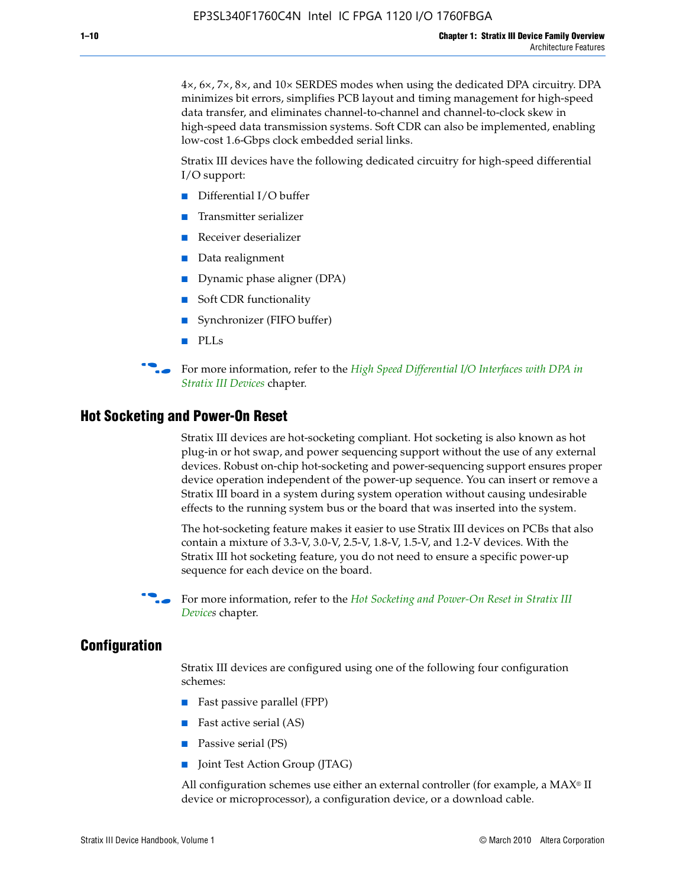4×, 6×, 7×, 8×, and 10× SERDES modes when using the dedicated DPA circuitry. DPA minimizes bit errors, simplifies PCB layout and timing management for high-speed data transfer, and eliminates channel-to-channel and channel-to-clock skew in high-speed data transmission systems. Soft CDR can also be implemented, enabling low-cost 1.6-Gbps clock embedded serial links.

Stratix III devices have the following dedicated circuitry for high-speed differential I/O support:

- Differential I/O buffer
- Transmitter serializer
- Receiver deserializer
- Data realignment
- Dynamic phase aligner (DPA)
- Soft CDR functionality
- Synchronizer (FIFO buffer)
- PLLs

For more information, refer to the *High Speed Differential I/O Interfaces with DPA in Stratix III Devices* chapter.

## Hot Socketing and Power-On Reset

Stratix III devices are hot-socketing compliant. Hot socketing is also known as hot plug-in or hot swap, and power sequencing support without the use of any external devices. Robust on-chip hot-socketing and power-sequencing support ensures proper device operation independent of the power-up sequence. You can insert or remove a Stratix III board in a system during system operation without causing undesirable effects to the running system bus or the board that was inserted into the system.

The hot-socketing feature makes it easier to use Stratix III devices on PCBs that also contain a mixture of 3.3-V, 3.0-V, 2.5-V, 1.8-V, 1.5-V, and 1.2-V devices. With the Stratix III hot socketing feature, you do not need to ensure a specific power-up sequence for each device on the board.

For more information, refer to the *Hot Socketing and Power-On Reset in Stratix III Devices* chapter.

## Configuration

Stratix III devices are configured using one of the following four configuration schemes:

- Fast passive parallel (FPP)
- Fast active serial (AS)
- Passive serial (PS)
- Joint Test Action Group (JTAG)

All configuration schemes use either an external controller (for example, a MAX® II device or microprocessor), a configuration device, or a download cable.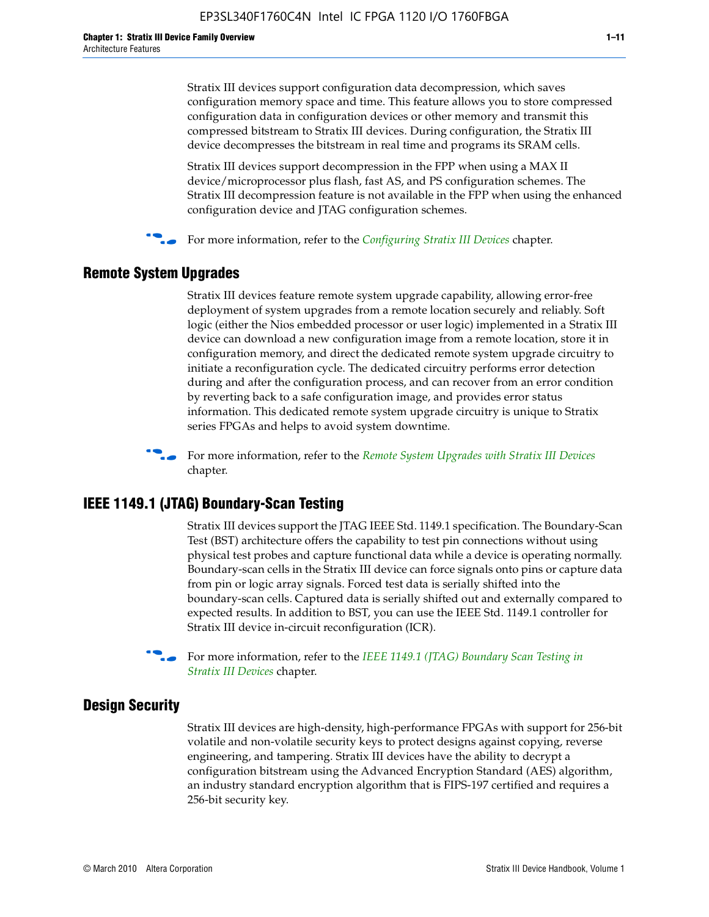Stratix III devices support configuration data decompression, which saves configuration memory space and time. This feature allows you to store compressed configuration data in configuration devices or other memory and transmit this compressed bitstream to Stratix III devices. During configuration, the Stratix III device decompresses the bitstream in real time and programs its SRAM cells.

Stratix III devices support decompression in the FPP when using a MAX II device/microprocessor plus flash, fast AS, and PS configuration schemes. The Stratix III decompression feature is not available in the FPP when using the enhanced configuration device and JTAG configuration schemes.

For more information, refer to the *Configuring Stratix III Devices* chapter.

## Remote System Upgrades

Stratix III devices feature remote system upgrade capability, allowing error-free deployment of system upgrades from a remote location securely and reliably. Soft logic (either the Nios embedded processor or user logic) implemented in a Stratix III device can download a new configuration image from a remote location, store it in configuration memory, and direct the dedicated remote system upgrade circuitry to initiate a reconfiguration cycle. The dedicated circuitry performs error detection during and after the configuration process, and can recover from an error condition by reverting back to a safe configuration image, and provides error status information. This dedicated remote system upgrade circuitry is unique to Stratix series FPGAs and helps to avoid system downtime.

For more information, refer to the *Remote System Upgrades with Stratix III Devices* chapter.

## IEEE 1149.1 (JTAG) Boundary-Scan Testing

Stratix III devices support the JTAG IEEE Std. 1149.1 specification. The Boundary-Scan Test (BST) architecture offers the capability to test pin connections without using physical test probes and capture functional data while a device is operating normally. Boundary-scan cells in the Stratix III device can force signals onto pins or capture data from pin or logic array signals. Forced test data is serially shifted into the boundary-scan cells. Captured data is serially shifted out and externally compared to expected results. In addition to BST, you can use the IEEE Std. 1149.1 controller for Stratix III device in-circuit reconfiguration (ICR).

For more information, refer to the *IEEE 1149.1 (JTAG) Boundary Scan Testing in Stratix III Devices* chapter.

## Design Security

Stratix III devices are high-density, high-performance FPGAs with support for 256-bit volatile and non-volatile security keys to protect designs against copying, reverse engineering, and tampering. Stratix III devices have the ability to decrypt a configuration bitstream using the Advanced Encryption Standard (AES) algorithm, an industry standard encryption algorithm that is FIPS-197 certified and requires a 256-bit security key.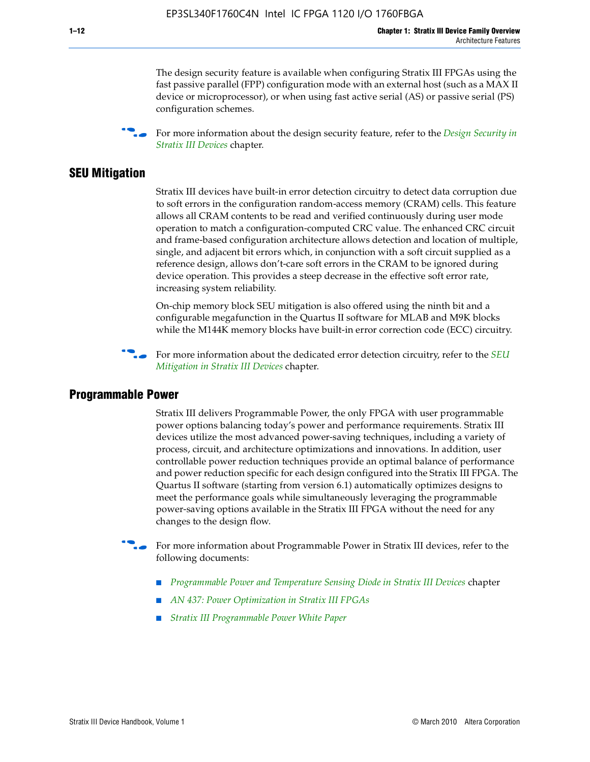The design security feature is available when configuring Stratix III FPGAs using the fast passive parallel (FPP) configuration mode with an external host (such as a MAX II device or microprocessor), or when using fast active serial (AS) or passive serial (PS) configuration schemes.

For more information about the design security feature, refer to the *Design Security in Stratix III Devices* chapter.

## SEU Mitigation

Stratix III devices have built-in error detection circuitry to detect data corruption due to soft errors in the configuration random-access memory (CRAM) cells. This feature allows all CRAM contents to be read and verified continuously during user mode operation to match a configuration-computed CRC value. The enhanced CRC circuit and frame-based configuration architecture allows detection and location of multiple, single, and adjacent bit errors which, in conjunction with a soft circuit supplied as a reference design, allows don't-care soft errors in the CRAM to be ignored during device operation. This provides a steep decrease in the effective soft error rate, increasing system reliability.

On-chip memory block SEU mitigation is also offered using the ninth bit and a configurable megafunction in the Quartus II software for MLAB and M9K blocks while the M144K memory blocks have built-in error correction code (ECC) circuitry.

For more information about the dedicated error detection circuitry, refer to the *SEU Mitigation in Stratix III Devices* chapter.

## Programmable Power

Stratix III delivers Programmable Power, the only FPGA with user programmable power options balancing today's power and performance requirements. Stratix III devices utilize the most advanced power-saving techniques, including a variety of process, circuit, and architecture optimizations and innovations. In addition, user controllable power reduction techniques provide an optimal balance of performance and power reduction specific for each design configured into the Stratix III FPGA. The Quartus II software (starting from version 6.1) automatically optimizes designs to meet the performance goals while simultaneously leveraging the programmable power-saving options available in the Stratix III FPGA without the need for any changes to the design flow.

For more information about Programmable Power in Stratix III devices, refer to the following documents:

- *Programmable Power and Temperature Sensing Diode in Stratix III Devices* chapter
- *AN 437: Power Optimization in Stratix III FPGAs*
- *Stratix III Programmable Power White Paper*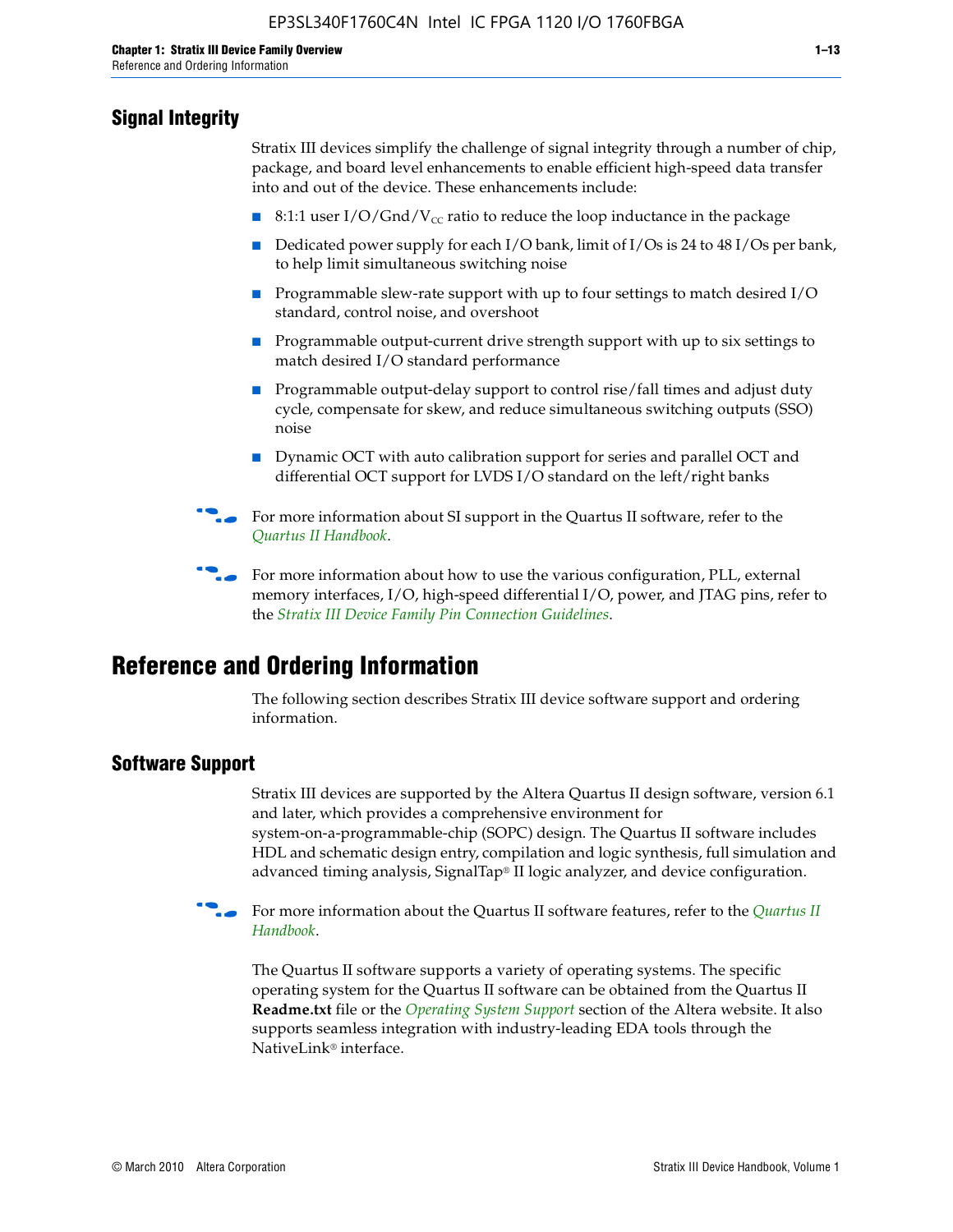## Signal Integrity

Stratix III devices simplify the challenge of signal integrity through a number of chip, package, and board level enhancements to enable efficient high-speed data transfer into and out of the device. These enhancements include:

- 8:1:1 user I/O/Gnd/$V_{CC}$ ratio to reduce the loop inductance in the package
- Dedicated power supply for each I/O bank, limit of I/Os is 24 to 48 I/Os per bank, to help limit simultaneous switching noise
- Programmable slew-rate support with up to four settings to match desired I/O standard, control noise, and overshoot
- Programmable output-current drive strength support with up to six settings to match desired I/O standard performance
- Programmable output-delay support to control rise/fall times and adjust duty cycle, compensate for skew, and reduce simultaneous switching outputs (SSO) noise
- Dynamic OCT with auto calibration support for series and parallel OCT and differential OCT support for LVDS I/O standard on the left/right banks

For more information about SI support in the Quartus II software, refer to the *Quartus II Handbook*.

For more information about how to use the various configuration, PLL, external memory interfaces, I/O, high-speed differential I/O, power, and JTAG pins, refer to the *Stratix III Device Family Pin Connection Guidelines*.

# Reference and Ordering Information

The following section describes Stratix III device software support and ordering information.

## Software Support

Stratix III devices are supported by the Altera Quartus II design software, version 6.1 and later, which provides a comprehensive environment for system-on-a-programmable-chip (SOPC) design. The Quartus II software includes HDL and schematic design entry, compilation and logic synthesis, full simulation and advanced timing analysis, SignalTap® II logic analyzer, and device configuration.

For more information about the Quartus II software features, refer to the *Quartus II Handbook*.

The Quartus II software supports a variety of operating systems. The specific operating system for the Quartus II software can be obtained from the Quartus II **Readme.txt** file or the *Operating System Support* section of the Altera website. It also supports seamless integration with industry-leading EDA tools through the NativeLink® interface.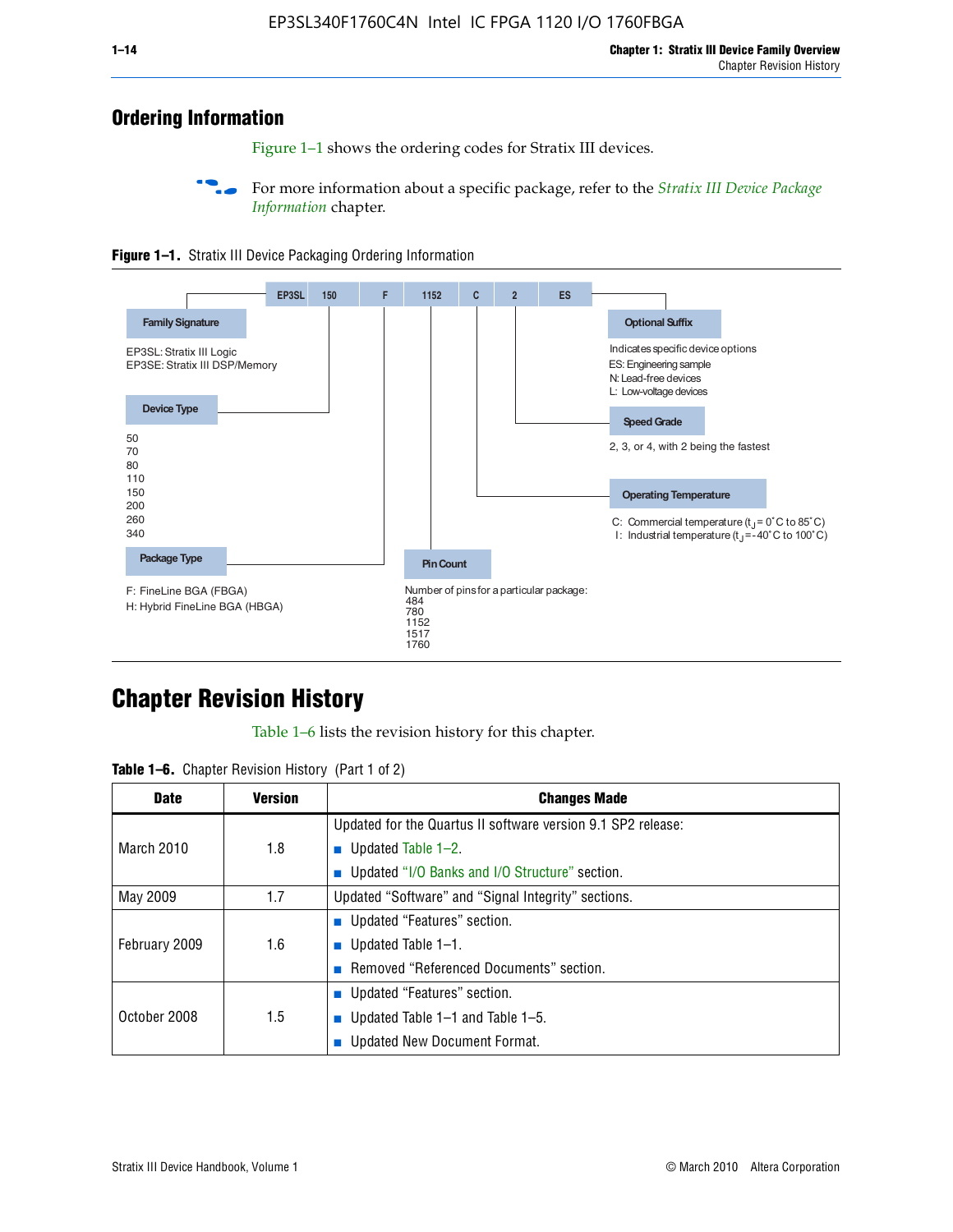## Ordering Information

Figure 1–1 shows the ordering codes for Stratix III devices.

For more information about a specific package, refer to the *Stratix III Device Package Information* chapter.

**Figure 1–1.** Stratix III Device Packaging Ordering Information

EP3SL | 150 | F | 1152 | C | 2 | ES

**Family Signature**
EP3SL: Stratix III Logic
EP3SE: Stratix III DSP/Memory

**Device Type**
50
70
80
110
150
200
260
340

**Package Type**
F: FineLine BGA (FBGA)
H: Hybrid FineLine BGA (HBGA)

**Pin Count**
Number of pins for a particular package:
484
780
1152
1517
1760

**Operating Temperature**
C: Commercial temperature ($t_J$ = 0°C to 85°C)
I: Industrial temperature ($t_J$ = -40°C to 100°C)

**Speed Grade**
2, 3, or 4, with 2 being the fastest

**Optional Suffix**
Indicates specific device options
ES: Engineering sample
N: Lead-free devices
L: Low-voltage devices

## Chapter Revision History

Table 1–6 lists the revision history for this chapter.

**Table 1–6.** Chapter Revision History (Part 1 of 2)

| Date | Version | Changes Made |
|---|---|---|
| March 2010 | 1.8 | Updated for the Quartus II software version 9.1 SP2 release:<br>■ Updated Table 1–2.<br>■ Updated "I/O Banks and I/O Structure" section. |
| May 2009 | 1.7 | Updated "Software" and "Signal Integrity" sections. |
| February 2009 | 1.6 | ■ Updated "Features" section.<br>■ Updated Table 1–1.<br>■ Removed "Referenced Documents" section. |
| October 2008 | 1.5 | ■ Updated "Features" section.<br>■ Updated Table 1–1 and Table 1–5.<br>■ Updated New Document Format. |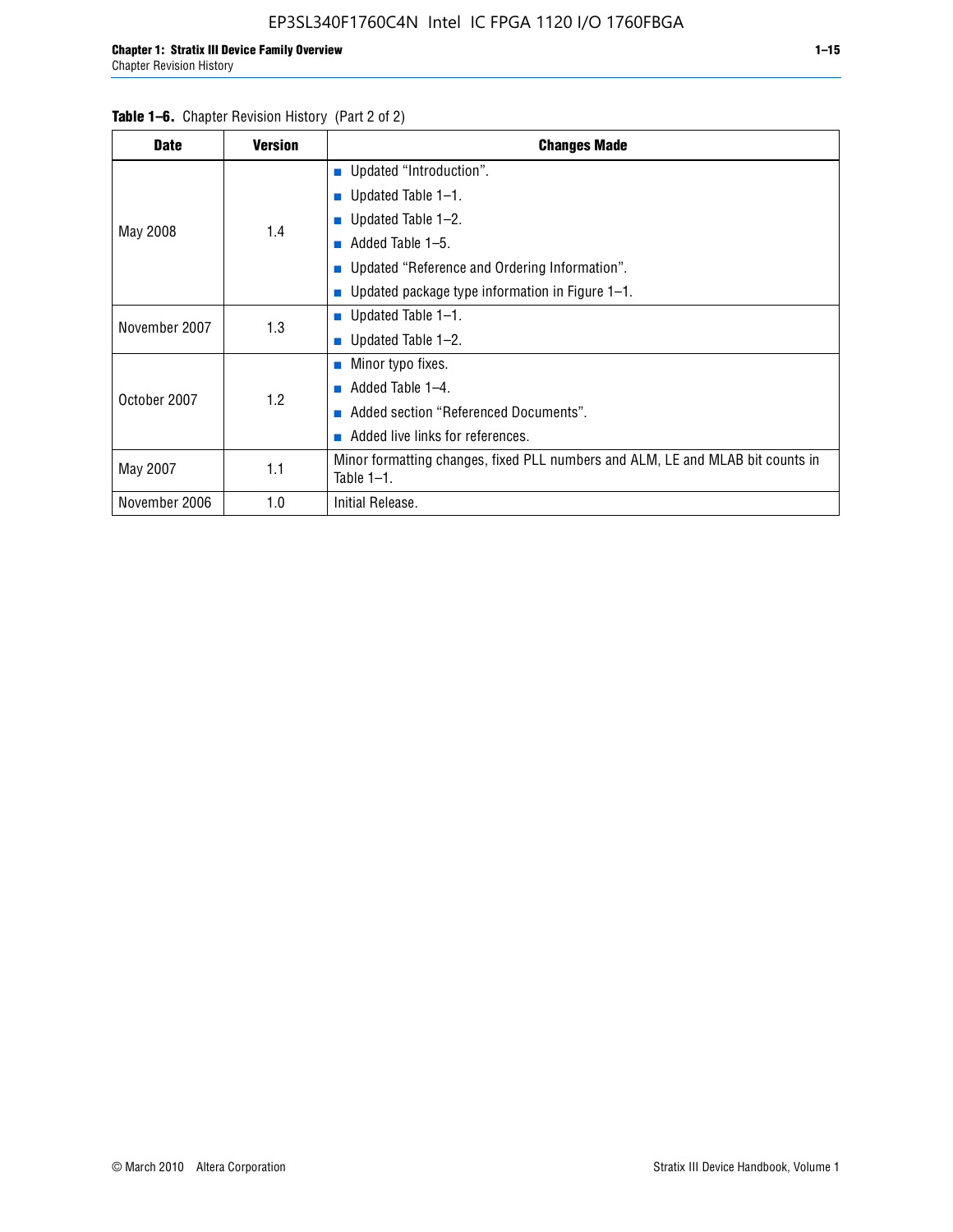**Table 1–6.** Chapter Revision History (Part 2 of 2)

| Date | Version | Changes Made |
|---|---|---|
| May 2008 | 1.4 | ■ Updated “Introduction”.<br>■ Updated Table 1–1.<br>■ Updated Table 1–2.<br>■ Added Table 1–5.<br>■ Updated “Reference and Ordering Information”.<br>■ Updated package type information in Figure 1–1. |
| November 2007 | 1.3 | ■ Updated Table 1–1.<br>■ Updated Table 1–2. |
| October 2007 | 1.2 | ■ Minor typo fixes.<br>■ Added Table 1–4.<br>■ Added section “Referenced Documents”.<br>■ Added live links for references. |
| May 2007 | 1.1 | Minor formatting changes, fixed PLL numbers and ALM, LE and MLAB bit counts in Table 1–1. |
| November 2006 | 1.0 | Initial Release. |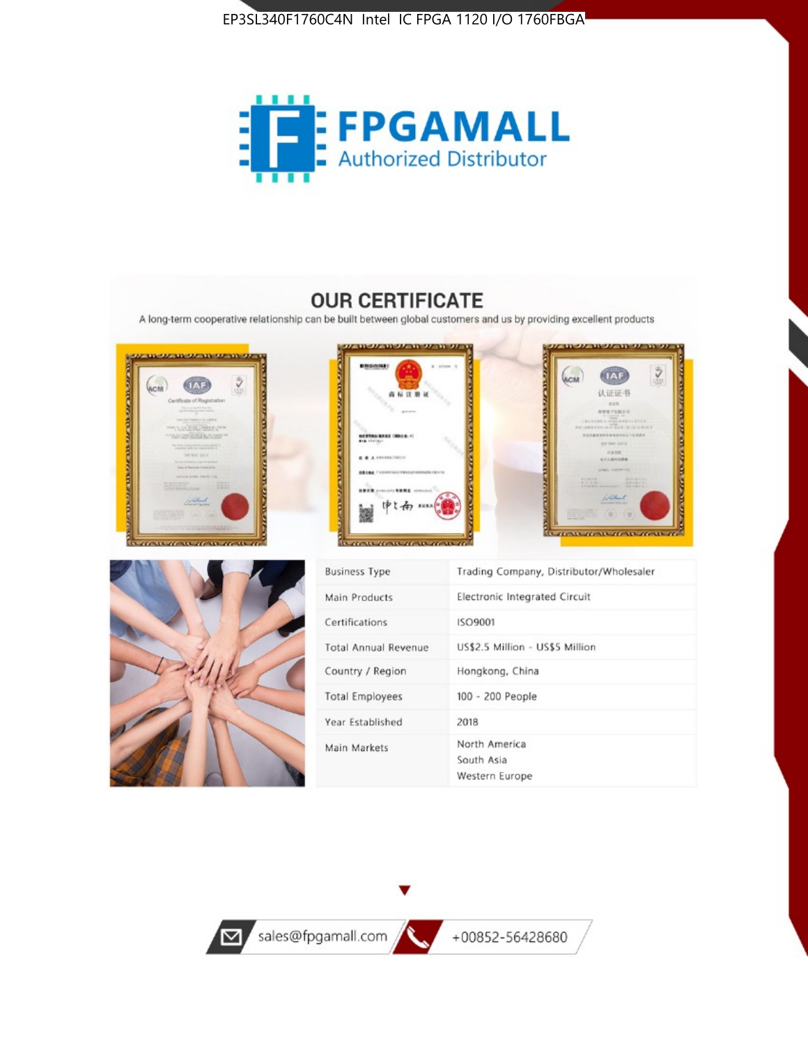FPGAMALL
Authorized Distributor

## OUR CERTIFICATE

A long-term cooperative relationship can be built between global customers and us by providing excellent products

| | |
|---|---|
| Business Type | Trading Company, Distributor/Wholesaler |
| Main Products | Electronic Integrated Circuit |
| Certifications | ISO9001 |
| Total Annual Revenue | US$2.5 Million - US$5 Million |
| Country / Region | Hongkong, China |
| Total Employees | 100 - 200 People |
| Year Established | 2018 |
| Main Markets | North America<br>South Asia<br>Western Europe |

sales@fpgamall.com

+00852-56428680